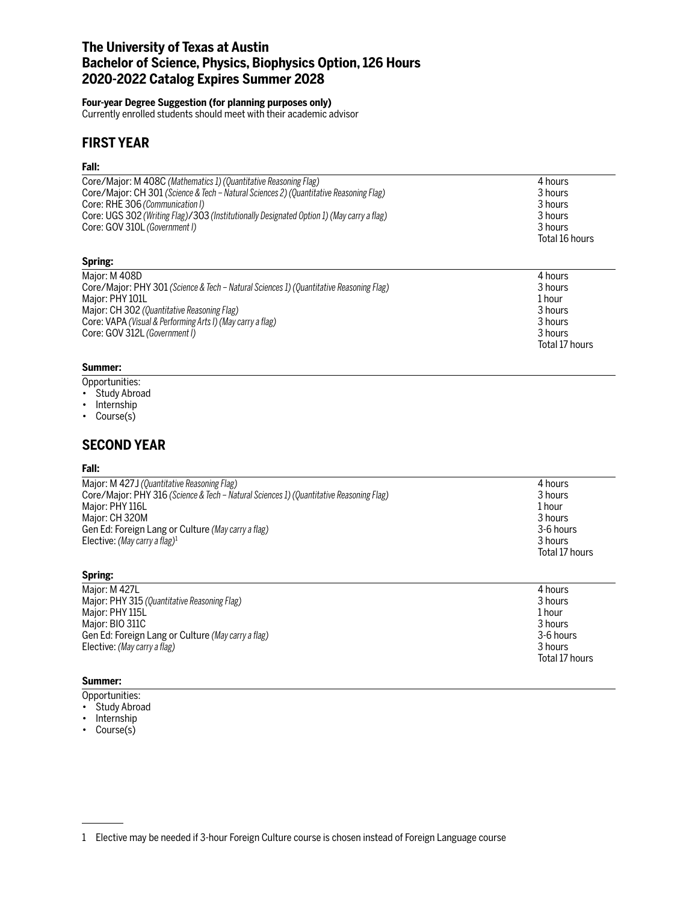# The University of Texas at Austin
# Bachelor of Science, Physics, Biophysics Option, 126 Hours
# 2020-2022 Catalog Expires Summer 2028

**Four-year Degree Suggestion (for planning purposes only)**
Currently enrolled students should meet with their academic advisor

## FIRST YEAR

### Fall:

| Course | Hours |
|---|---|
| Core/Major: M 408C *(Mathematics 1) (Quantitative Reasoning Flag)* | 4 hours |
| Core/Major: CH 301 *(Science & Tech – Natural Sciences 2) (Quantitative Reasoning Flag)* | 3 hours |
| Core: RHE 306 *(Communication I)* | 3 hours |
| Core: UGS 302 *(Writing Flag)*/303 *(Institutionally Designated Option 1) (May carry a flag)* | 3 hours |
| Core: GOV 310L *(Government I)* | 3 hours |
| | Total 16 hours |

### Spring:

| Course | Hours |
|---|---|
| Major: M 408D | 4 hours |
| Core/Major: PHY 301 *(Science & Tech – Natural Sciences 1) (Quantitative Reasoning Flag)* | 3 hours |
| Major: PHY 101L | 1 hour |
| Major: CH 302 *(Quantitative Reasoning Flag)* | 3 hours |
| Core: VAPA *(Visual & Performing Arts I) (May carry a flag)* | 3 hours |
| Core: GOV 312L *(Government I)* | 3 hours |
| | Total 17 hours |

### Summer:

Opportunities:
- Study Abroad
- Internship
- Course(s)

## SECOND YEAR

### Fall:

| Course | Hours |
|---|---|
| Major: M 427J *(Quantitative Reasoning Flag)* | 4 hours |
| Core/Major: PHY 316 *(Science & Tech – Natural Sciences 1) (Quantitative Reasoning Flag)* | 3 hours |
| Major: PHY 116L | 1 hour |
| Major: CH 320M | 3 hours |
| Gen Ed: Foreign Lang or Culture *(May carry a flag)* | 3-6 hours |
| Elective: *(May carry a flag)*[1] | 3 hours |
| | Total 17 hours |

### Spring:

| Course | Hours |
|---|---|
| Major: M 427L | 4 hours |
| Major: PHY 315 *(Quantitative Reasoning Flag)* | 3 hours |
| Major: PHY 115L | 1 hour |
| Major: BIO 311C | 3 hours |
| Gen Ed: Foreign Lang or Culture *(May carry a flag)* | 3-6 hours |
| Elective: *(May carry a flag)* | 3 hours |
| | Total 17 hours |

### Summer:

Opportunities:
- Study Abroad
- Internship
- Course(s)

---

1 Elective may be needed if 3-hour Foreign Culture course is chosen instead of Foreign Language course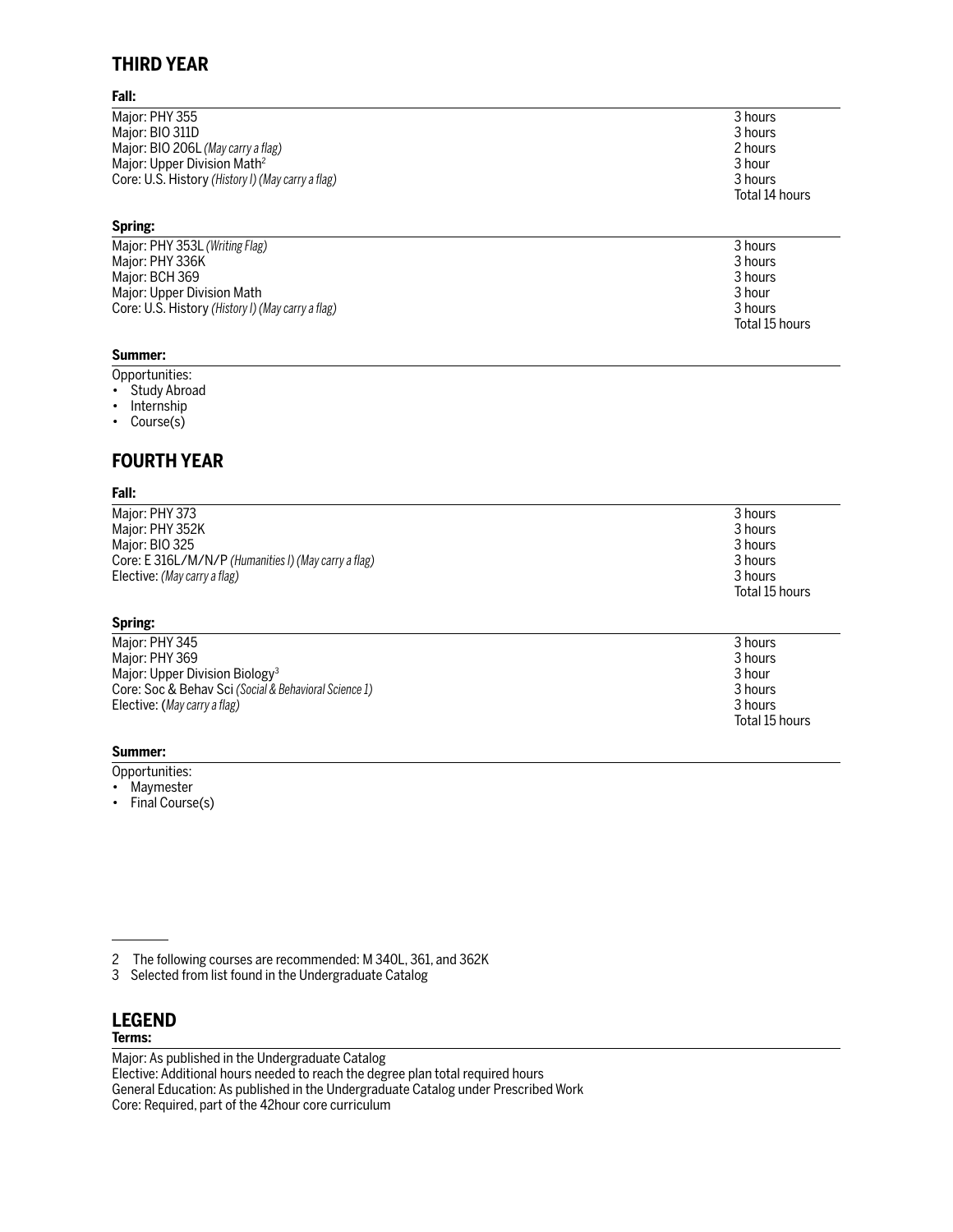## THIRD YEAR

**Fall:**

| | |
|---|---|
| Major: PHY 355 | 3 hours |
| Major: BIO 311D | 3 hours |
| Major: BIO 206L *(May carry a flag)* | 2 hours |
| Major: Upper Division Math[2] | 3 hour |
| Core: U.S. History *(History I) (May carry a flag)* | 3 hours |
| | Total 14 hours |

**Spring:**

| | |
|---|---|
| Major: PHY 353L *(Writing Flag)* | 3 hours |
| Major: PHY 336K | 3 hours |
| Major: BCH 369 | 3 hours |
| Major: Upper Division Math | 3 hour |
| Core: U.S. History *(History I) (May carry a flag)* | 3 hours |
| | Total 15 hours |

**Summer:**

Opportunities:
- Study Abroad
- Internship
- Course(s)

## FOURTH YEAR

**Fall:**

| | |
|---|---|
| Major: PHY 373 | 3 hours |
| Major: PHY 352K | 3 hours |
| Major: BIO 325 | 3 hours |
| Core: E 316L/M/N/P *(Humanities I) (May carry a flag)* | 3 hours |
| Elective: *(May carry a flag)* | 3 hours |
| | Total 15 hours |

**Spring:**

| | |
|---|---|
| Major: PHY 345 | 3 hours |
| Major: PHY 369 | 3 hours |
| Major: Upper Division Biology[3] | 3 hour |
| Core: Soc & Behav Sci *(Social & Behavioral Science 1)* | 3 hours |
| Elective: (*May carry a flag)* | 3 hours |
| | Total 15 hours |

**Summer:**

Opportunities:
- Maymester
- Final Course(s)

---

2 The following courses are recommended: M 340L, 361, and 362K

3 Selected from list found in the Undergraduate Catalog

## LEGEND

**Terms:**

Major: As published in the Undergraduate Catalog
Elective: Additional hours needed to reach the degree plan total required hours
General Education: As published in the Undergraduate Catalog under Prescribed Work
Core: Required, part of the 42hour core curriculum